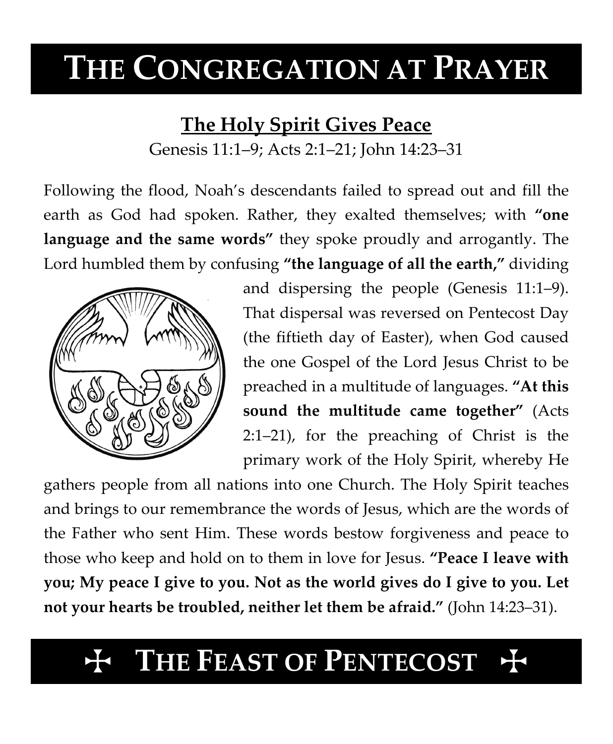# THE CONGREGATION AT PRAYER

## The Holy Spirit Gives Peace

Genesis 11:1–9; Acts 2:1–21; John 14:23–31

Following the flood, Noah's descendants failed to spread out and fill the earth as God had spoken. Rather, they exalted themselves; with **"one language and the same words"** they spoke proudly and arrogantly. The Lord humbled them by confusing **"the language of all the earth,"** dividing and dispersing the people (Genesis 11:1–9). That dispersal was reversed on Pentecost Day (the fiftieth day of Easter), when God caused the one Gospel of the Lord Jesus Christ to be preached in a multitude of languages. **"At this sound the multitude came together"** (Acts 2:1–21), for the preaching of Christ is the primary work of the Holy Spirit, whereby He gathers people from all nations into one Church. The Holy Spirit teaches and brings to our remembrance the words of Jesus, which are the words of the Father who sent Him. These words bestow forgiveness and peace to those who keep and hold on to them in love for Jesus. **"Peace I leave with you; My peace I give to you. Not as the world gives do I give to you. Let not your hearts be troubled, neither let them be afraid."** (John 14:23–31).

# ✠ THE FEAST OF PENTECOST ✠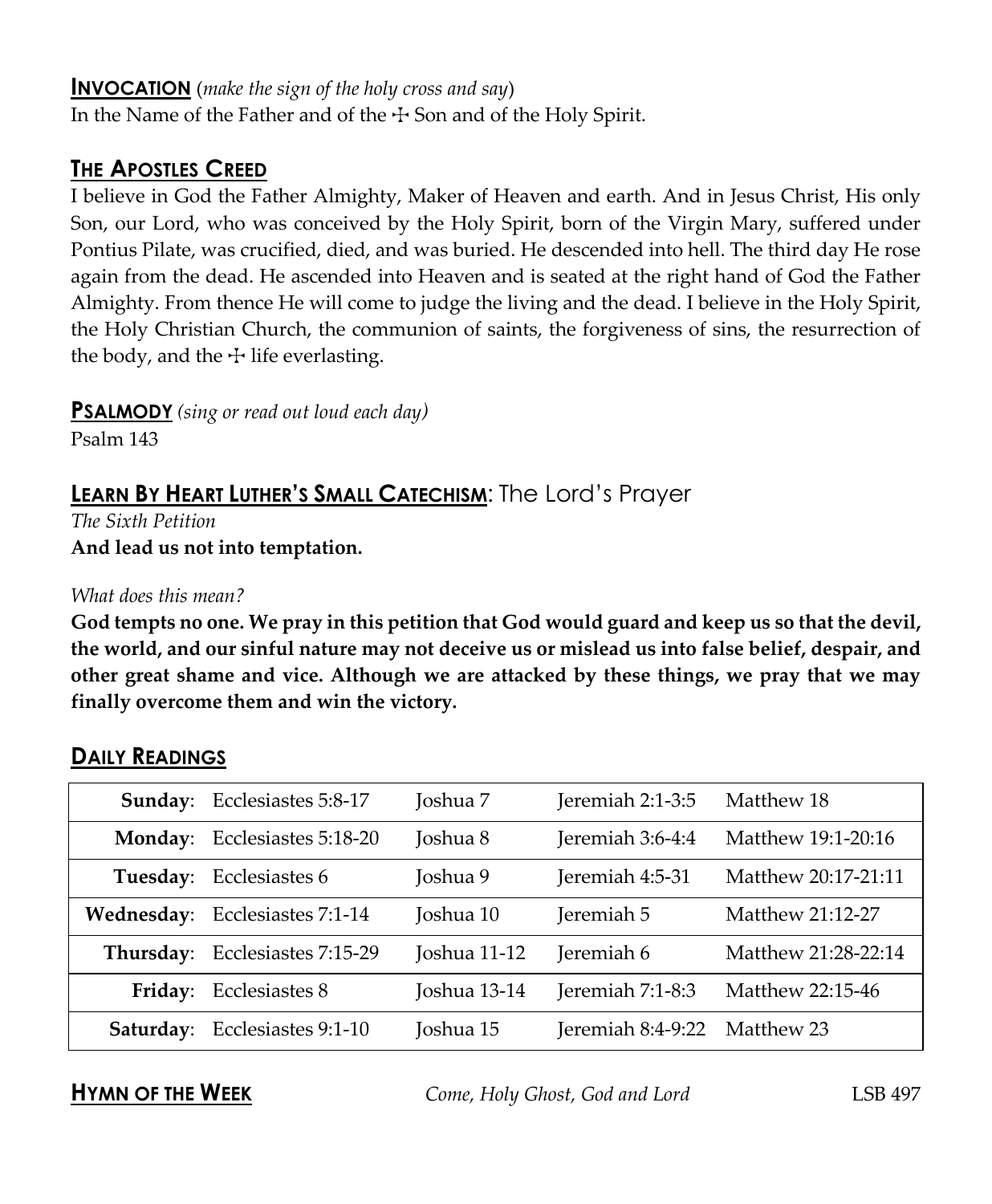## **INVOCATION** (*make the sign of the holy cross and say*)

In the Name of the Father and of the ☩ Son and of the Holy Spirit.

## **THE APOSTLES CREED**

I believe in God the Father Almighty, Maker of Heaven and earth. And in Jesus Christ, His only Son, our Lord, who was conceived by the Holy Spirit, born of the Virgin Mary, suffered under Pontius Pilate, was crucified, died, and was buried. He descended into hell. The third day He rose again from the dead. He ascended into Heaven and is seated at the right hand of God the Father Almighty. From thence He will come to judge the living and the dead. I believe in the Holy Spirit, the Holy Christian Church, the communion of saints, the forgiveness of sins, the resurrection of the body, and the ☩ life everlasting.

## **PSALMODY** *(sing or read out loud each day)*

Psalm 143

## **LEARN BY HEART LUTHER'S SMALL CATECHISM**: The Lord's Prayer

*The Sixth Petition*

**And lead us not into temptation.**

*What does this mean?*

**God tempts no one. We pray in this petition that God would guard and keep us so that the devil, the world, and our sinful nature may not deceive us or mislead us into false belief, despair, and other great shame and vice. Although we are attacked by these things, we pray that we may finally overcome them and win the victory.**

## **DAILY READINGS**

| | | | | |
|---|---|---|---|---|
| **Sunday**: | Ecclesiastes 5:8-17 | Joshua 7 | Jeremiah 2:1-3:5 | Matthew 18 |
| **Monday**: | Ecclesiastes 5:18-20 | Joshua 8 | Jeremiah 3:6-4:4 | Matthew 19:1-20:16 |
| **Tuesday**: | Ecclesiastes 6 | Joshua 9 | Jeremiah 4:5-31 | Matthew 20:17-21:11 |
| **Wednesday**: | Ecclesiastes 7:1-14 | Joshua 10 | Jeremiah 5 | Matthew 21:12-27 |
| **Thursday**: | Ecclesiastes 7:15-29 | Joshua 11-12 | Jeremiah 6 | Matthew 21:28-22:14 |
| **Friday**: | Ecclesiastes 8 | Joshua 13-14 | Jeremiah 7:1-8:3 | Matthew 22:15-46 |
| **Saturday**: | Ecclesiastes 9:1-10 | Joshua 15 | Jeremiah 8:4-9:22 | Matthew 23 |

## **HYMN OF THE WEEK**

*Come, Holy Ghost, God and Lord* LSB 497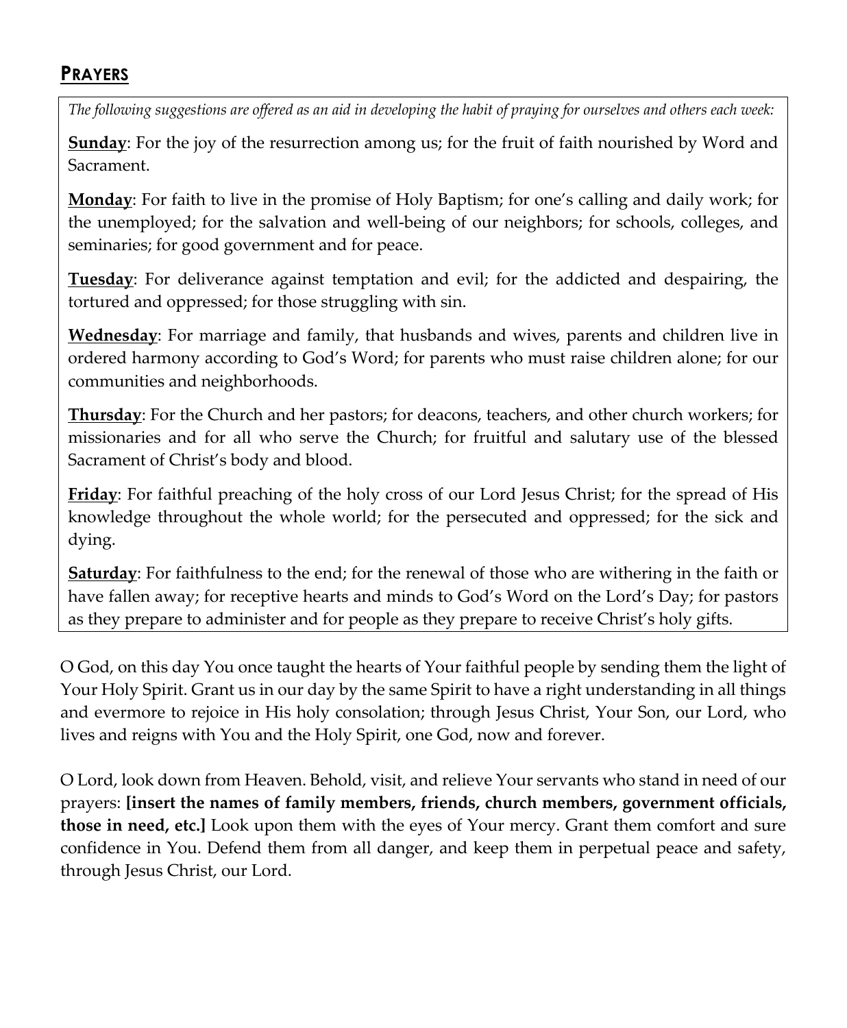## PRAYERS

*The following suggestions are offered as an aid in developing the habit of praying for ourselves and others each week:*

**Sunday**: For the joy of the resurrection among us; for the fruit of faith nourished by Word and Sacrament.

**Monday**: For faith to live in the promise of Holy Baptism; for one's calling and daily work; for the unemployed; for the salvation and well-being of our neighbors; for schools, colleges, and seminaries; for good government and for peace.

**Tuesday**: For deliverance against temptation and evil; for the addicted and despairing, the tortured and oppressed; for those struggling with sin.

**Wednesday**: For marriage and family, that husbands and wives, parents and children live in ordered harmony according to God's Word; for parents who must raise children alone; for our communities and neighborhoods.

**Thursday**: For the Church and her pastors; for deacons, teachers, and other church workers; for missionaries and for all who serve the Church; for fruitful and salutary use of the blessed Sacrament of Christ's body and blood.

**Friday**: For faithful preaching of the holy cross of our Lord Jesus Christ; for the spread of His knowledge throughout the whole world; for the persecuted and oppressed; for the sick and dying.

**Saturday**: For faithfulness to the end; for the renewal of those who are withering in the faith or have fallen away; for receptive hearts and minds to God's Word on the Lord's Day; for pastors as they prepare to administer and for people as they prepare to receive Christ's holy gifts.

O God, on this day You once taught the hearts of Your faithful people by sending them the light of Your Holy Spirit. Grant us in our day by the same Spirit to have a right understanding in all things and evermore to rejoice in His holy consolation; through Jesus Christ, Your Son, our Lord, who lives and reigns with You and the Holy Spirit, one God, now and forever.

O Lord, look down from Heaven. Behold, visit, and relieve Your servants who stand in need of our prayers: **[insert the names of family members, friends, church members, government officials, those in need, etc.]** Look upon them with the eyes of Your mercy. Grant them comfort and sure confidence in You. Defend them from all danger, and keep them in perpetual peace and safety, through Jesus Christ, our Lord.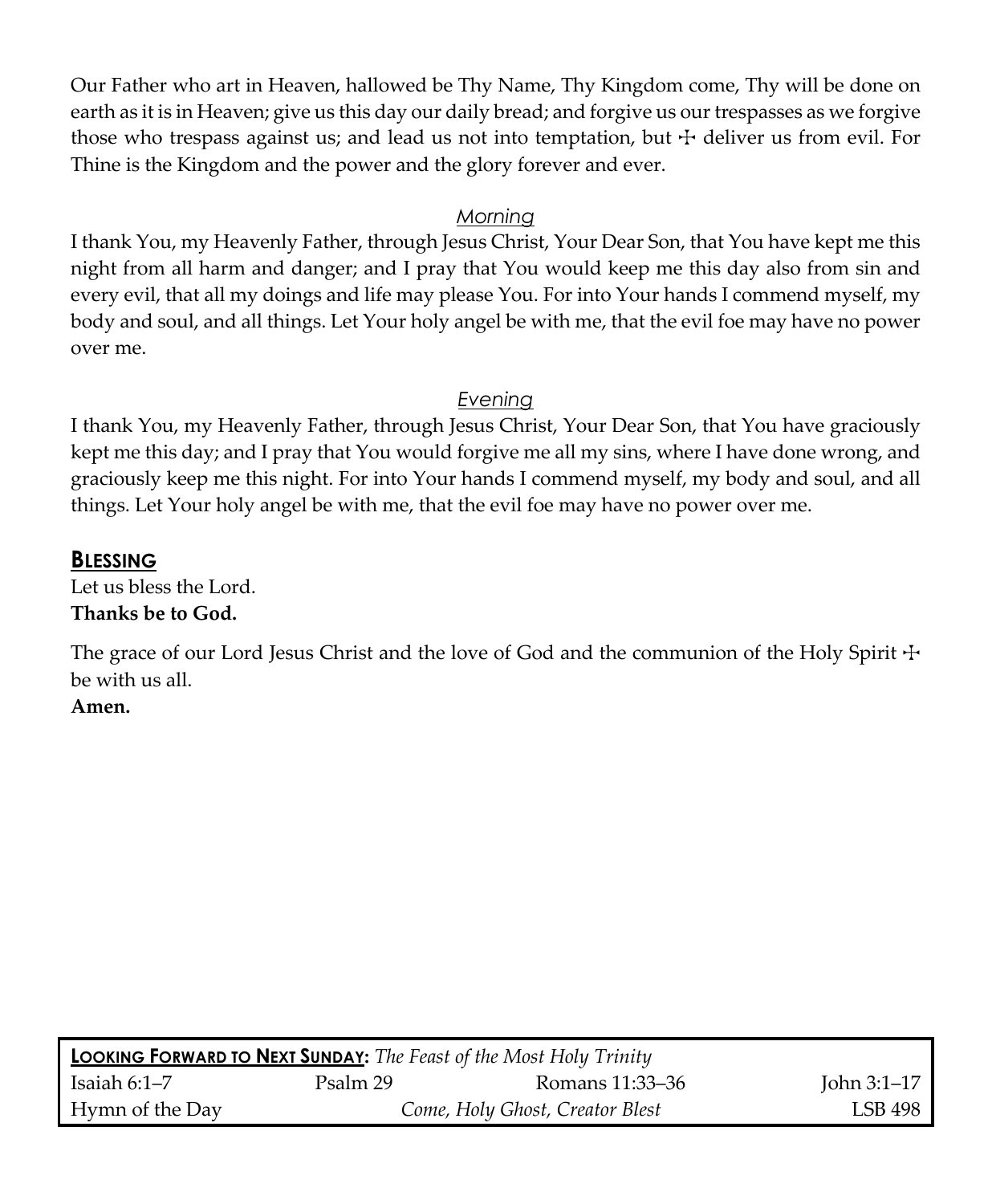Our Father who art in Heaven, hallowed be Thy Name, Thy Kingdom come, Thy will be done on earth as it is in Heaven; give us this day our daily bread; and forgive us our trespasses as we forgive those who trespass against us; and lead us not into temptation, but ☩ deliver us from evil. For Thine is the Kingdom and the power and the glory forever and ever.

*Morning*

I thank You, my Heavenly Father, through Jesus Christ, Your Dear Son, that You have kept me this night from all harm and danger; and I pray that You would keep me this day also from sin and every evil, that all my doings and life may please You. For into Your hands I commend myself, my body and soul, and all things. Let Your holy angel be with me, that the evil foe may have no power over me.

*Evening*

I thank You, my Heavenly Father, through Jesus Christ, Your Dear Son, that You have graciously kept me this day; and I pray that You would forgive me all my sins, where I have done wrong, and graciously keep me this night. For into Your hands I commend myself, my body and soul, and all things. Let Your holy angel be with me, that the evil foe may have no power over me.

## BLESSING

Let us bless the Lord.
**Thanks be to God.**

The grace of our Lord Jesus Christ and the love of God and the communion of the Holy Spirit ☩ be with us all.
**Amen.**

| **LOOKING FORWARD TO NEXT SUNDAY:** *The Feast of the Most Holy Trinity* | | | |
|---|---|---|---|
| Isaiah 6:1–7 | Psalm 29 | Romans 11:33–36 | John 3:1–17 |
| Hymn of the Day | *Come, Holy Ghost, Creator Blest* | | LSB 498 |